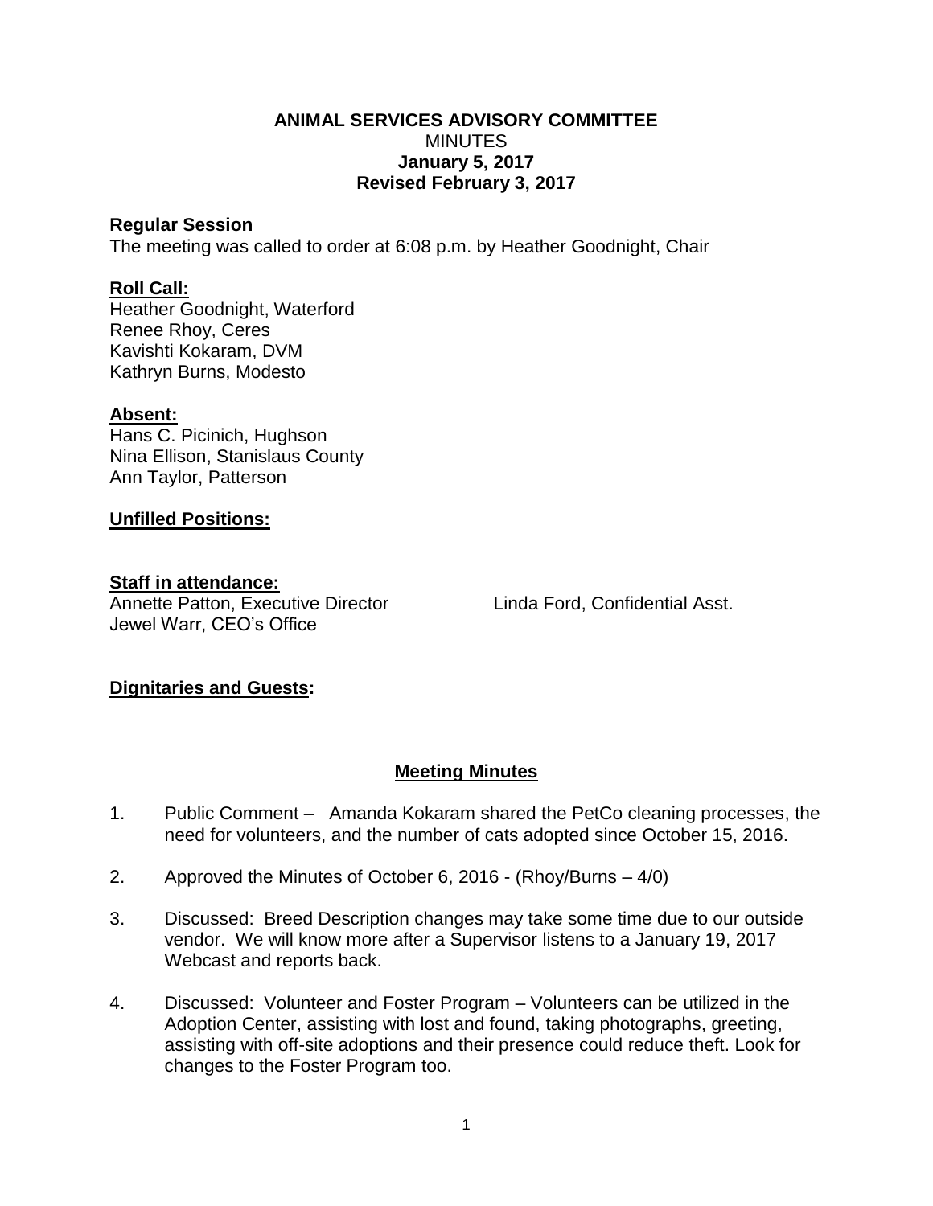# ANIMAL SERVICES ADVISORY COMMITTEE

MINUTES

**January 5, 2017**

**Revised February 3, 2017**

**Regular Session**

The meeting was called to order at 6:08 p.m. by Heather Goodnight, Chair

**Roll Call:**

Heather Goodnight, Waterford
Renee Rhoy, Ceres
Kavishti Kokaram, DVM
Kathryn Burns, Modesto

**Absent:**

Hans C. Picinich, Hughson
Nina Ellison, Stanislaus County
Ann Taylor, Patterson

**Unfilled Positions:**

**Staff in attendance:**

Annette Patton, Executive Director
Linda Ford, Confidential Asst.
Jewel Warr, CEO's Office

**Dignitaries and Guests:**

## Meeting Minutes

1. Public Comment – Amanda Kokaram shared the PetCo cleaning processes, the need for volunteers, and the number of cats adopted since October 15, 2016.

2. Approved the Minutes of October 6, 2016 - (Rhoy/Burns – 4/0)

3. Discussed: Breed Description changes may take some time due to our outside vendor. We will know more after a Supervisor listens to a January 19, 2017 Webcast and reports back.

4. Discussed: Volunteer and Foster Program – Volunteers can be utilized in the Adoption Center, assisting with lost and found, taking photographs, greeting, assisting with off-site adoptions and their presence could reduce theft. Look for changes to the Foster Program too.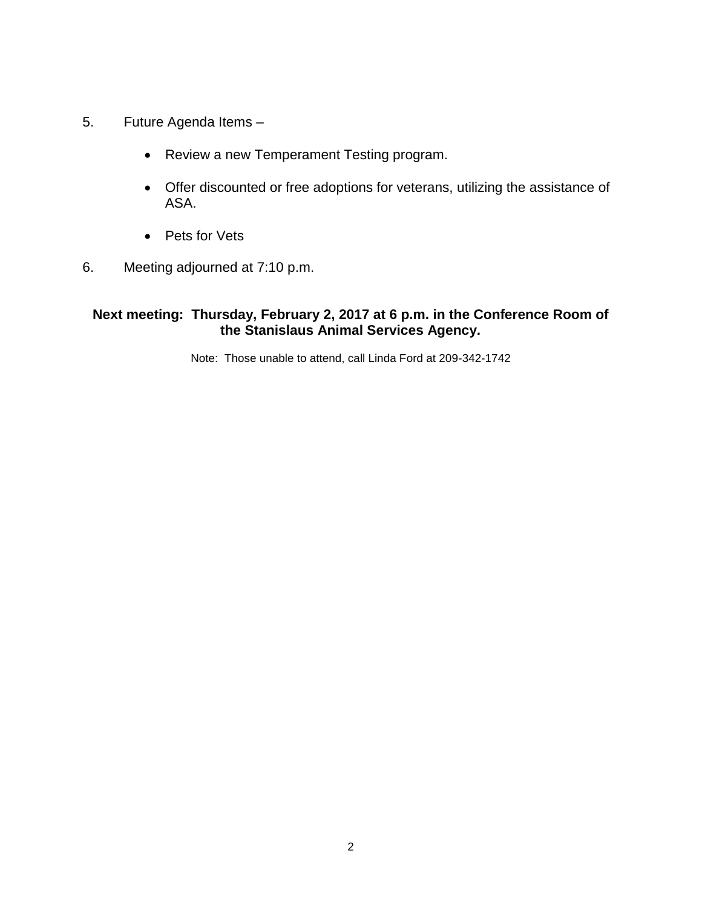5. Future Agenda Items –

   - Review a new Temperament Testing program.

   - Offer discounted or free adoptions for veterans, utilizing the assistance of ASA.

   - Pets for Vets

6. Meeting adjourned at 7:10 p.m.

**Next meeting: Thursday, February 2, 2017 at 6 p.m. in the Conference Room of the Stanislaus Animal Services Agency.**

Note: Those unable to attend, call Linda Ford at 209-342-1742